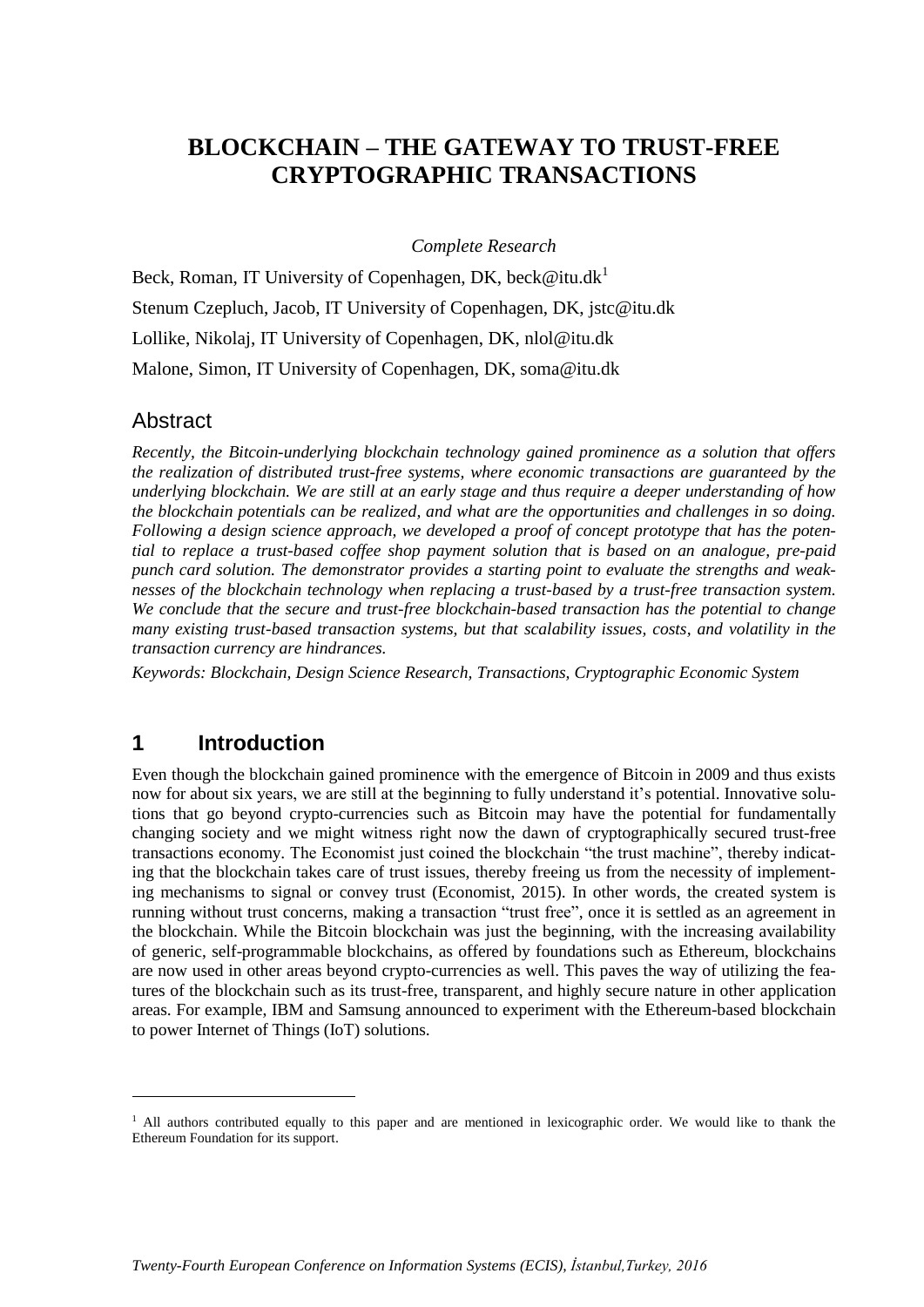# BLOCKCHAIN – THE GATEWAY TO TRUST-FREE CRYPTOGRAPHIC TRANSACTIONS

*Complete Research*

Beck, Roman, IT University of Copenhagen, DK, beck@itu.dk[1]

Stenum Czepluch, Jacob, IT University of Copenhagen, DK, jstc@itu.dk

Lollike, Nikolaj, IT University of Copenhagen, DK, nlol@itu.dk

Malone, Simon, IT University of Copenhagen, DK, soma@itu.dk

## Abstract

*Recently, the Bitcoin-underlying blockchain technology gained prominence as a solution that offers the realization of distributed trust-free systems, where economic transactions are guaranteed by the underlying blockchain. We are still at an early stage and thus require a deeper understanding of how the blockchain potentials can be realized, and what are the opportunities and challenges in so doing. Following a design science approach, we developed a proof of concept prototype that has the potential to replace a trust-based coffee shop payment solution that is based on an analogue, pre-paid punch card solution. The demonstrator provides a starting point to evaluate the strengths and weaknesses of the blockchain technology when replacing a trust-based by a trust-free transaction system. We conclude that the secure and trust-free blockchain-based transaction has the potential to change many existing trust-based transaction systems, but that scalability issues, costs, and volatility in the transaction currency are hindrances.*

*Keywords: Blockchain, Design Science Research, Transactions, Cryptographic Economic System*

## 1 Introduction

Even though the blockchain gained prominence with the emergence of Bitcoin in 2009 and thus exists now for about six years, we are still at the beginning to fully understand it's potential. Innovative solutions that go beyond crypto-currencies such as Bitcoin may have the potential for fundamentally changing society and we might witness right now the dawn of cryptographically secured trust-free transactions economy. The Economist just coined the blockchain "the trust machine", thereby indicating that the blockchain takes care of trust issues, thereby freeing us from the necessity of implementing mechanisms to signal or convey trust (Economist, 2015). In other words, the created system is running without trust concerns, making a transaction "trust free", once it is settled as an agreement in the blockchain. While the Bitcoin blockchain was just the beginning, with the increasing availability of generic, self-programmable blockchains, as offered by foundations such as Ethereum, blockchains are now used in other areas beyond crypto-currencies as well. This paves the way of utilizing the features of the blockchain such as its trust-free, transparent, and highly secure nature in other application areas. For example, IBM and Samsung announced to experiment with the Ethereum-based blockchain to power Internet of Things (IoT) solutions.

[1] All authors contributed equally to this paper and are mentioned in lexicographic order. We would like to thank the Ethereum Foundation for its support.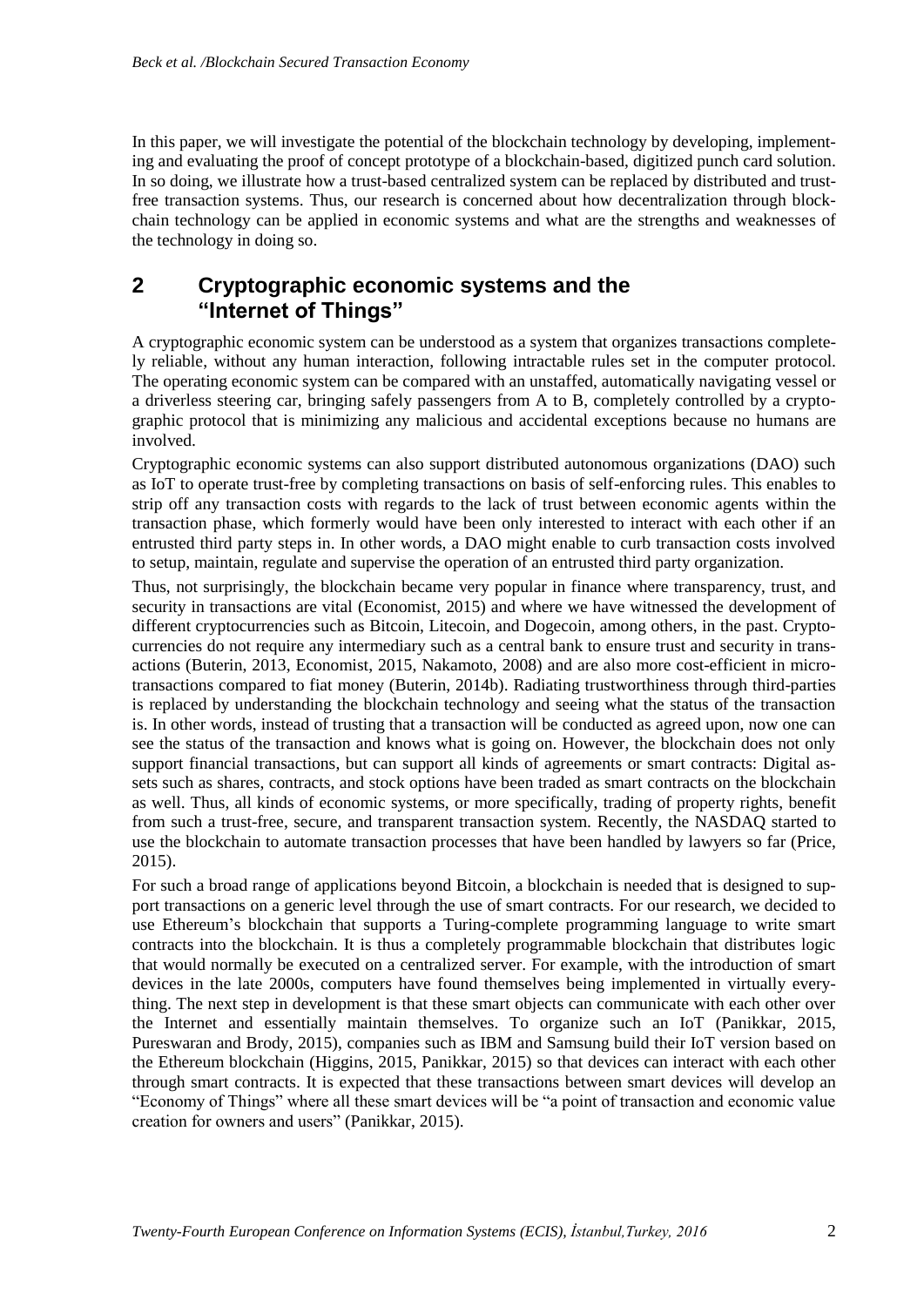In this paper, we will investigate the potential of the blockchain technology by developing, implementing and evaluating the proof of concept prototype of a blockchain-based, digitized punch card solution. In so doing, we illustrate how a trust-based centralized system can be replaced by distributed and trust-free transaction systems. Thus, our research is concerned about how decentralization through blockchain technology can be applied in economic systems and what are the strengths and weaknesses of the technology in doing so.

## 2 Cryptographic economic systems and the "Internet of Things"

A cryptographic economic system can be understood as a system that organizes transactions completely reliable, without any human interaction, following intractable rules set in the computer protocol. The operating economic system can be compared with an unstaffed, automatically navigating vessel or a driverless steering car, bringing safely passengers from A to B, completely controlled by a cryptographic protocol that is minimizing any malicious and accidental exceptions because no humans are involved.

Cryptographic economic systems can also support distributed autonomous organizations (DAO) such as IoT to operate trust-free by completing transactions on basis of self-enforcing rules. This enables to strip off any transaction costs with regards to the lack of trust between economic agents within the transaction phase, which formerly would have been only interested to interact with each other if an entrusted third party steps in. In other words, a DAO might enable to curb transaction costs involved to setup, maintain, regulate and supervise the operation of an entrusted third party organization.

Thus, not surprisingly, the blockchain became very popular in finance where transparency, trust, and security in transactions are vital (Economist, 2015) and where we have witnessed the development of different cryptocurrencies such as Bitcoin, Litecoin, and Dogecoin, among others, in the past. Cryptocurrencies do not require any intermediary such as a central bank to ensure trust and security in transactions (Buterin, 2013, Economist, 2015, Nakamoto, 2008) and are also more cost-efficient in micro-transactions compared to fiat money (Buterin, 2014b). Radiating trustworthiness through third-parties is replaced by understanding the blockchain technology and seeing what the status of the transaction is. In other words, instead of trusting that a transaction will be conducted as agreed upon, now one can see the status of the transaction and knows what is going on. However, the blockchain does not only support financial transactions, but can support all kinds of agreements or smart contracts: Digital assets such as shares, contracts, and stock options have been traded as smart contracts on the blockchain as well. Thus, all kinds of economic systems, or more specifically, trading of property rights, benefit from such a trust-free, secure, and transparent transaction system. Recently, the NASDAQ started to use the blockchain to automate transaction processes that have been handled by lawyers so far (Price, 2015).

For such a broad range of applications beyond Bitcoin, a blockchain is needed that is designed to support transactions on a generic level through the use of smart contracts. For our research, we decided to use Ethereum's blockchain that supports a Turing-complete programming language to write smart contracts into the blockchain. It is thus a completely programmable blockchain that distributes logic that would normally be executed on a centralized server. For example, with the introduction of smart devices in the late 2000s, computers have found themselves being implemented in virtually everything. The next step in development is that these smart objects can communicate with each other over the Internet and essentially maintain themselves. To organize such an IoT (Panikkar, 2015, Pureswaran and Brody, 2015), companies such as IBM and Samsung build their IoT version based on the Ethereum blockchain (Higgins, 2015, Panikkar, 2015) so that devices can interact with each other through smart contracts. It is expected that these transactions between smart devices will develop an "Economy of Things" where all these smart devices will be "a point of transaction and economic value creation for owners and users" (Panikkar, 2015).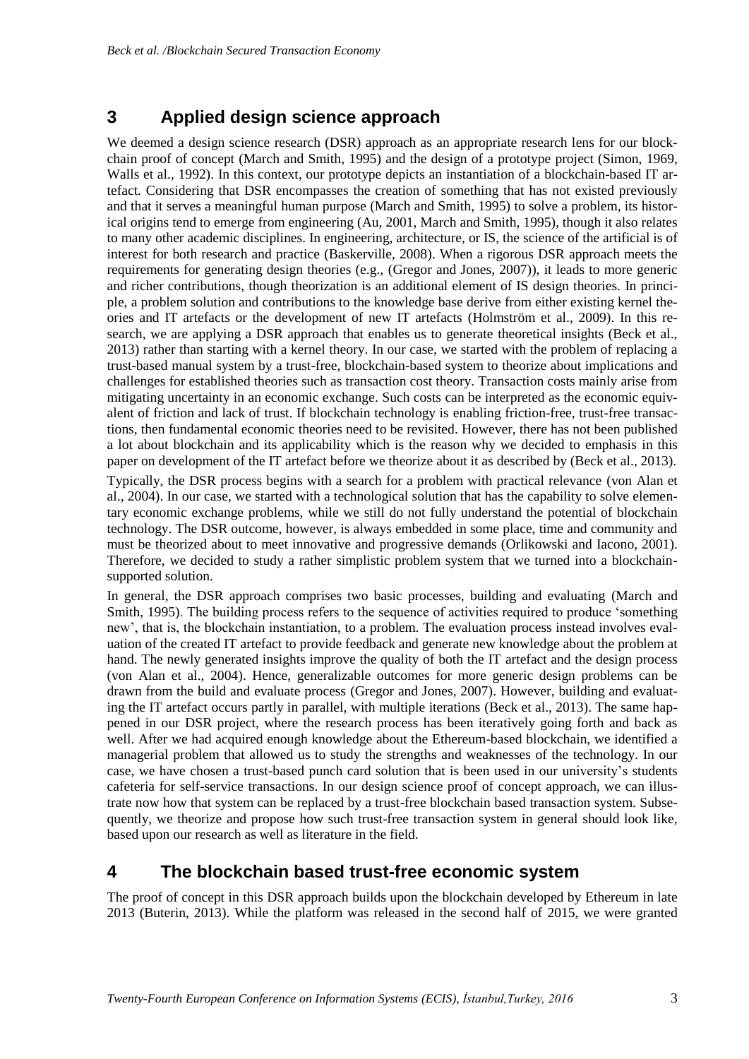## 3 Applied design science approach

We deemed a design science research (DSR) approach as an appropriate research lens for our blockchain proof of concept (March and Smith, 1995) and the design of a prototype project (Simon, 1969, Walls et al., 1992). In this context, our prototype depicts an instantiation of a blockchain-based IT artefact. Considering that DSR encompasses the creation of something that has not existed previously and that it serves a meaningful human purpose (March and Smith, 1995) to solve a problem, its historical origins tend to emerge from engineering (Au, 2001, March and Smith, 1995), though it also relates to many other academic disciplines. In engineering, architecture, or IS, the science of the artificial is of interest for both research and practice (Baskerville, 2008). When a rigorous DSR approach meets the requirements for generating design theories (e.g., (Gregor and Jones, 2007)), it leads to more generic and richer contributions, though theorization is an additional element of IS design theories. In principle, a problem solution and contributions to the knowledge base derive from either existing kernel theories and IT artefacts or the development of new IT artefacts (Holmström et al., 2009). In this research, we are applying a DSR approach that enables us to generate theoretical insights (Beck et al., 2013) rather than starting with a kernel theory. In our case, we started with the problem of replacing a trust-based manual system by a trust-free, blockchain-based system to theorize about implications and challenges for established theories such as transaction cost theory. Transaction costs mainly arise from mitigating uncertainty in an economic exchange. Such costs can be interpreted as the economic equivalent of friction and lack of trust. If blockchain technology is enabling friction-free, trust-free transactions, then fundamental economic theories need to be revisited. However, there has not been published a lot about blockchain and its applicability which is the reason why we decided to emphasis in this paper on development of the IT artefact before we theorize about it as described by (Beck et al., 2013).

Typically, the DSR process begins with a search for a problem with practical relevance (von Alan et al., 2004). In our case, we started with a technological solution that has the capability to solve elementary economic exchange problems, while we still do not fully understand the potential of blockchain technology. The DSR outcome, however, is always embedded in some place, time and community and must be theorized about to meet innovative and progressive demands (Orlikowski and Iacono, 2001). Therefore, we decided to study a rather simplistic problem system that we turned into a blockchain-supported solution.

In general, the DSR approach comprises two basic processes, building and evaluating (March and Smith, 1995). The building process refers to the sequence of activities required to produce 'something new', that is, the blockchain instantiation, to a problem. The evaluation process instead involves evaluation of the created IT artefact to provide feedback and generate new knowledge about the problem at hand. The newly generated insights improve the quality of both the IT artefact and the design process (von Alan et al., 2004). Hence, generalizable outcomes for more generic design problems can be drawn from the build and evaluate process (Gregor and Jones, 2007). However, building and evaluating the IT artefact occurs partly in parallel, with multiple iterations (Beck et al., 2013). The same happened in our DSR project, where the research process has been iteratively going forth and back as well. After we had acquired enough knowledge about the Ethereum-based blockchain, we identified a managerial problem that allowed us to study the strengths and weaknesses of the technology. In our case, we have chosen a trust-based punch card solution that is been used in our university's students cafeteria for self-service transactions. In our design science proof of concept approach, we can illustrate now how that system can be replaced by a trust-free blockchain based transaction system. Subsequently, we theorize and propose how such trust-free transaction system in general should look like, based upon our research as well as literature in the field.

## 4 The blockchain based trust-free economic system

The proof of concept in this DSR approach builds upon the blockchain developed by Ethereum in late 2013 (Buterin, 2013). While the platform was released in the second half of 2015, we were granted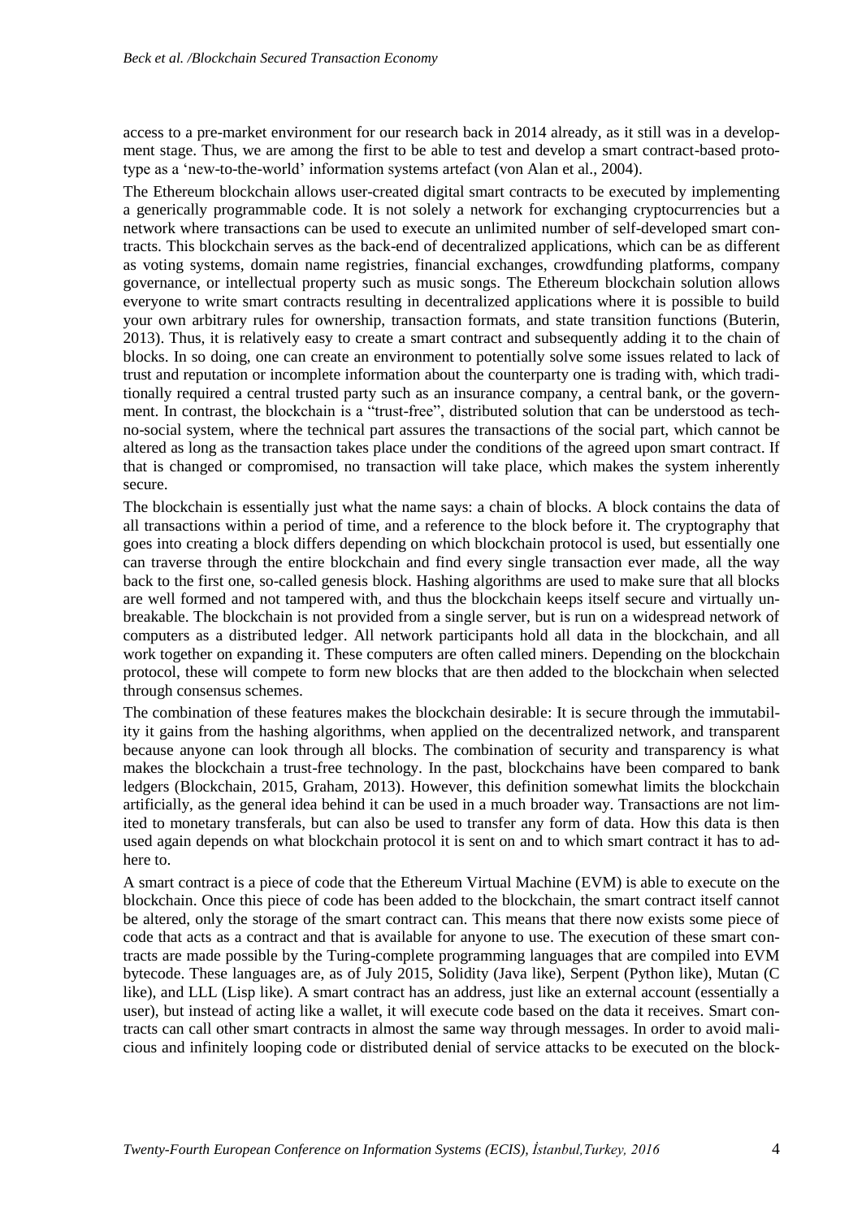access to a pre-market environment for our research back in 2014 already, as it still was in a development stage. Thus, we are among the first to be able to test and develop a smart contract-based prototype as a 'new-to-the-world' information systems artefact (von Alan et al., 2004).

The Ethereum blockchain allows user-created digital smart contracts to be executed by implementing a generically programmable code. It is not solely a network for exchanging cryptocurrencies but a network where transactions can be used to execute an unlimited number of self-developed smart contracts. This blockchain serves as the back-end of decentralized applications, which can be as different as voting systems, domain name registries, financial exchanges, crowdfunding platforms, company governance, or intellectual property such as music songs. The Ethereum blockchain solution allows everyone to write smart contracts resulting in decentralized applications where it is possible to build your own arbitrary rules for ownership, transaction formats, and state transition functions (Buterin, 2013). Thus, it is relatively easy to create a smart contract and subsequently adding it to the chain of blocks. In so doing, one can create an environment to potentially solve some issues related to lack of trust and reputation or incomplete information about the counterparty one is trading with, which traditionally required a central trusted party such as an insurance company, a central bank, or the government. In contrast, the blockchain is a "trust-free", distributed solution that can be understood as techno-social system, where the technical part assures the transactions of the social part, which cannot be altered as long as the transaction takes place under the conditions of the agreed upon smart contract. If that is changed or compromised, no transaction will take place, which makes the system inherently secure.

The blockchain is essentially just what the name says: a chain of blocks. A block contains the data of all transactions within a period of time, and a reference to the block before it. The cryptography that goes into creating a block differs depending on which blockchain protocol is used, but essentially one can traverse through the entire blockchain and find every single transaction ever made, all the way back to the first one, so-called genesis block. Hashing algorithms are used to make sure that all blocks are well formed and not tampered with, and thus the blockchain keeps itself secure and virtually unbreakable. The blockchain is not provided from a single server, but is run on a widespread network of computers as a distributed ledger. All network participants hold all data in the blockchain, and all work together on expanding it. These computers are often called miners. Depending on the blockchain protocol, these will compete to form new blocks that are then added to the blockchain when selected through consensus schemes.

The combination of these features makes the blockchain desirable: It is secure through the immutability it gains from the hashing algorithms, when applied on the decentralized network, and transparent because anyone can look through all blocks. The combination of security and transparency is what makes the blockchain a trust-free technology. In the past, blockchains have been compared to bank ledgers (Blockchain, 2015, Graham, 2013). However, this definition somewhat limits the blockchain artificially, as the general idea behind it can be used in a much broader way. Transactions are not limited to monetary transferals, but can also be used to transfer any form of data. How this data is then used again depends on what blockchain protocol it is sent on and to which smart contract it has to adhere to.

A smart contract is a piece of code that the Ethereum Virtual Machine (EVM) is able to execute on the blockchain. Once this piece of code has been added to the blockchain, the smart contract itself cannot be altered, only the storage of the smart contract can. This means that there now exists some piece of code that acts as a contract and that is available for anyone to use. The execution of these smart contracts are made possible by the Turing-complete programming languages that are compiled into EVM bytecode. These languages are, as of July 2015, Solidity (Java like), Serpent (Python like), Mutan (C like), and LLL (Lisp like). A smart contract has an address, just like an external account (essentially a user), but instead of acting like a wallet, it will execute code based on the data it receives. Smart contracts can call other smart contracts in almost the same way through messages. In order to avoid malicious and infinitely looping code or distributed denial of service attacks to be executed on the block-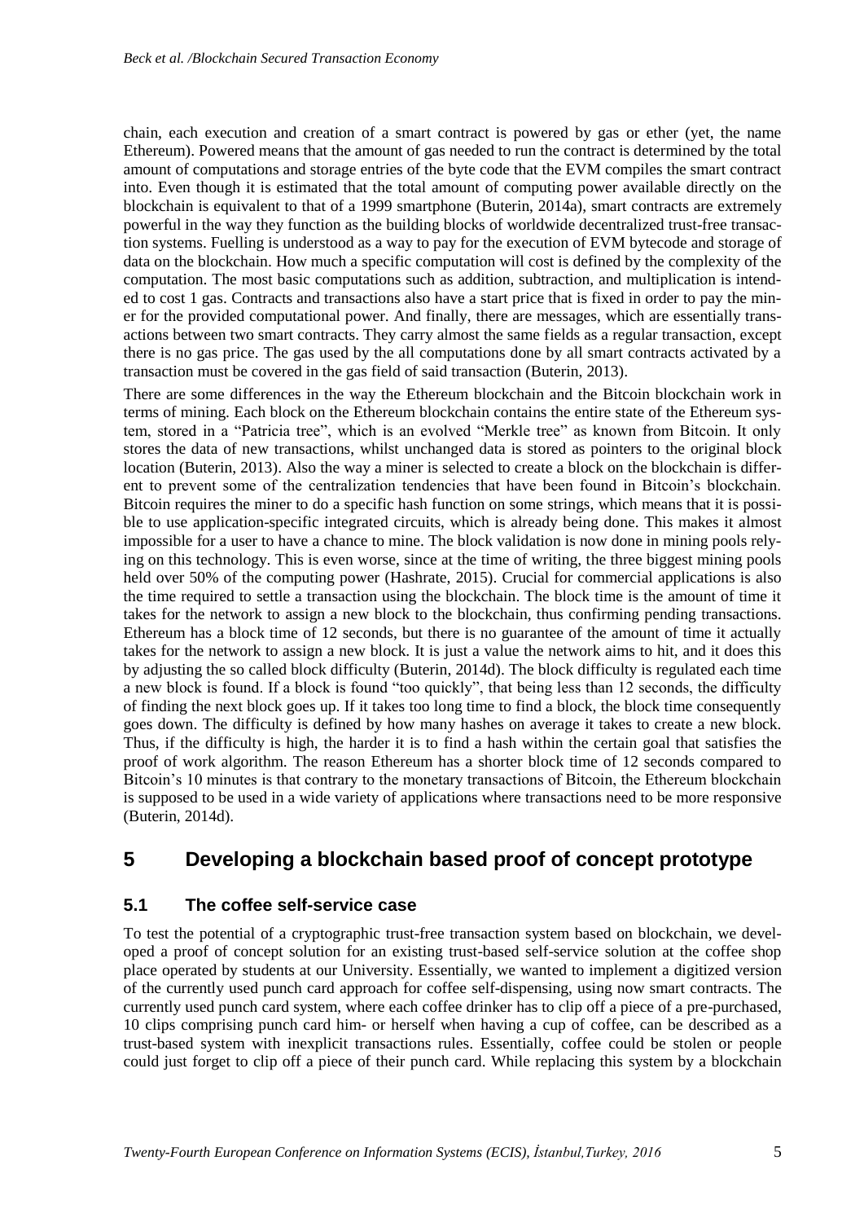chain, each execution and creation of a smart contract is powered by gas or ether (yet, the name Ethereum). Powered means that the amount of gas needed to run the contract is determined by the total amount of computations and storage entries of the byte code that the EVM compiles the smart contract into. Even though it is estimated that the total amount of computing power available directly on the blockchain is equivalent to that of a 1999 smartphone (Buterin, 2014a), smart contracts are extremely powerful in the way they function as the building blocks of worldwide decentralized trust-free transaction systems. Fuelling is understood as a way to pay for the execution of EVM bytecode and storage of data on the blockchain. How much a specific computation will cost is defined by the complexity of the computation. The most basic computations such as addition, subtraction, and multiplication is intended to cost 1 gas. Contracts and transactions also have a start price that is fixed in order to pay the miner for the provided computational power. And finally, there are messages, which are essentially transactions between two smart contracts. They carry almost the same fields as a regular transaction, except there is no gas price. The gas used by the all computations done by all smart contracts activated by a transaction must be covered in the gas field of said transaction (Buterin, 2013).

There are some differences in the way the Ethereum blockchain and the Bitcoin blockchain work in terms of mining. Each block on the Ethereum blockchain contains the entire state of the Ethereum system, stored in a "Patricia tree", which is an evolved "Merkle tree" as known from Bitcoin. It only stores the data of new transactions, whilst unchanged data is stored as pointers to the original block location (Buterin, 2013). Also the way a miner is selected to create a block on the blockchain is different to prevent some of the centralization tendencies that have been found in Bitcoin's blockchain. Bitcoin requires the miner to do a specific hash function on some strings, which means that it is possible to use application-specific integrated circuits, which is already being done. This makes it almost impossible for a user to have a chance to mine. The block validation is now done in mining pools relying on this technology. This is even worse, since at the time of writing, the three biggest mining pools held over 50% of the computing power (Hashrate, 2015). Crucial for commercial applications is also the time required to settle a transaction using the blockchain. The block time is the amount of time it takes for the network to assign a new block to the blockchain, thus confirming pending transactions. Ethereum has a block time of 12 seconds, but there is no guarantee of the amount of time it actually takes for the network to assign a new block. It is just a value the network aims to hit, and it does this by adjusting the so called block difficulty (Buterin, 2014d). The block difficulty is regulated each time a new block is found. If a block is found "too quickly", that being less than 12 seconds, the difficulty of finding the next block goes up. If it takes too long time to find a block, the block time consequently goes down. The difficulty is defined by how many hashes on average it takes to create a new block. Thus, if the difficulty is high, the harder it is to find a hash within the certain goal that satisfies the proof of work algorithm. The reason Ethereum has a shorter block time of 12 seconds compared to Bitcoin's 10 minutes is that contrary to the monetary transactions of Bitcoin, the Ethereum blockchain is supposed to be used in a wide variety of applications where transactions need to be more responsive (Buterin, 2014d).

# 5 Developing a blockchain based proof of concept prototype

## 5.1 The coffee self-service case

To test the potential of a cryptographic trust-free transaction system based on blockchain, we developed a proof of concept solution for an existing trust-based self-service solution at the coffee shop place operated by students at our University. Essentially, we wanted to implement a digitized version of the currently used punch card approach for coffee self-dispensing, using now smart contracts. The currently used punch card system, where each coffee drinker has to clip off a piece of a pre-purchased, 10 clips comprising punch card him- or herself when having a cup of coffee, can be described as a trust-based system with inexplicit transactions rules. Essentially, coffee could be stolen or people could just forget to clip off a piece of their punch card. While replacing this system by a blockchain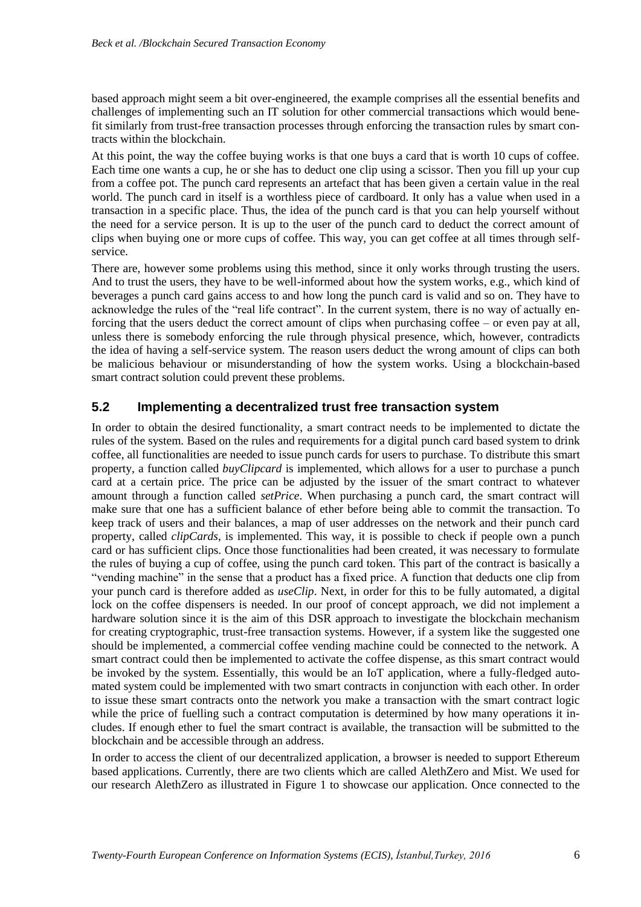based approach might seem a bit over-engineered, the example comprises all the essential benefits and challenges of implementing such an IT solution for other commercial transactions which would benefit similarly from trust-free transaction processes through enforcing the transaction rules by smart contracts within the blockchain.

At this point, the way the coffee buying works is that one buys a card that is worth 10 cups of coffee. Each time one wants a cup, he or she has to deduct one clip using a scissor. Then you fill up your cup from a coffee pot. The punch card represents an artefact that has been given a certain value in the real world. The punch card in itself is a worthless piece of cardboard. It only has a value when used in a transaction in a specific place. Thus, the idea of the punch card is that you can help yourself without the need for a service person. It is up to the user of the punch card to deduct the correct amount of clips when buying one or more cups of coffee. This way, you can get coffee at all times through self-service.

There are, however some problems using this method, since it only works through trusting the users. And to trust the users, they have to be well-informed about how the system works, e.g., which kind of beverages a punch card gains access to and how long the punch card is valid and so on. They have to acknowledge the rules of the "real life contract". In the current system, there is no way of actually enforcing that the users deduct the correct amount of clips when purchasing coffee – or even pay at all, unless there is somebody enforcing the rule through physical presence, which, however, contradicts the idea of having a self-service system. The reason users deduct the wrong amount of clips can both be malicious behaviour or misunderstanding of how the system works. Using a blockchain-based smart contract solution could prevent these problems.

## 5.2 Implementing a decentralized trust free transaction system

In order to obtain the desired functionality, a smart contract needs to be implemented to dictate the rules of the system. Based on the rules and requirements for a digital punch card based system to drink coffee, all functionalities are needed to issue punch cards for users to purchase. To distribute this smart property, a function called *buyClipcard* is implemented, which allows for a user to purchase a punch card at a certain price. The price can be adjusted by the issuer of the smart contract to whatever amount through a function called *setPrice*. When purchasing a punch card, the smart contract will make sure that one has a sufficient balance of ether before being able to commit the transaction. To keep track of users and their balances, a map of user addresses on the network and their punch card property, called *clipCards*, is implemented. This way, it is possible to check if people own a punch card or has sufficient clips. Once those functionalities had been created, it was necessary to formulate the rules of buying a cup of coffee, using the punch card token. This part of the contract is basically a "vending machine" in the sense that a product has a fixed price. A function that deducts one clip from your punch card is therefore added as *useClip*. Next, in order for this to be fully automated, a digital lock on the coffee dispensers is needed. In our proof of concept approach, we did not implement a hardware solution since it is the aim of this DSR approach to investigate the blockchain mechanism for creating cryptographic, trust-free transaction systems. However, if a system like the suggested one should be implemented, a commercial coffee vending machine could be connected to the network. A smart contract could then be implemented to activate the coffee dispense, as this smart contract would be invoked by the system. Essentially, this would be an IoT application, where a fully-fledged automated system could be implemented with two smart contracts in conjunction with each other. In order to issue these smart contracts onto the network you make a transaction with the smart contract logic while the price of fuelling such a contract computation is determined by how many operations it includes. If enough ether to fuel the smart contract is available, the transaction will be submitted to the blockchain and be accessible through an address.

In order to access the client of our decentralized application, a browser is needed to support Ethereum based applications. Currently, there are two clients which are called AlethZero and Mist. We used for our research AlethZero as illustrated in Figure 1 to showcase our application. Once connected to the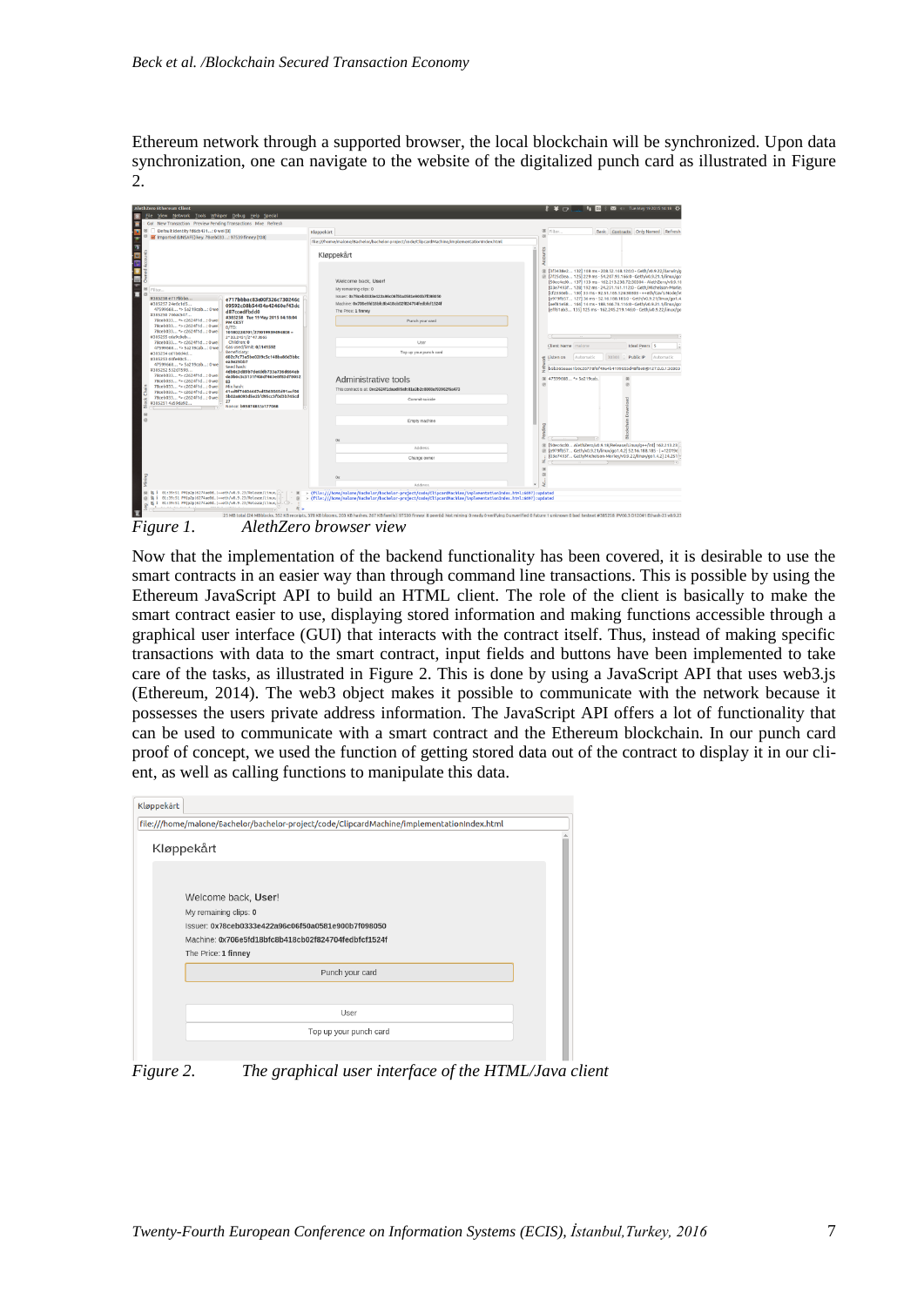Ethereum network through a supported browser, the local blockchain will be synchronized. Upon data synchronization, one can navigate to the website of the digitalized punch card as illustrated in Figure 2.

*Figure 1.* *AlethZero browser view*

Now that the implementation of the backend functionality has been covered, it is desirable to use the smart contracts in an easier way than through command line transactions. This is possible by using the Ethereum JavaScript API to build an HTML client. The role of the client is basically to make the smart contract easier to use, displaying stored information and making functions accessible through a graphical user interface (GUI) that interacts with the contract itself. Thus, instead of making specific transactions with data to the smart contract, input fields and buttons have been implemented to take care of the tasks, as illustrated in Figure 2. This is done by using a JavaScript API that uses web3.js (Ethereum, 2014). The web3 object makes it possible to communicate with the network because it possesses the users private address information. The JavaScript API offers a lot of functionality that can be used to communicate with a smart contract and the Ethereum blockchain. In our punch card proof of concept, we used the function of getting stored data out of the contract to display it in our client, as well as calling functions to manipulate this data.

*Figure 2.* *The graphical user interface of the HTML/Java client*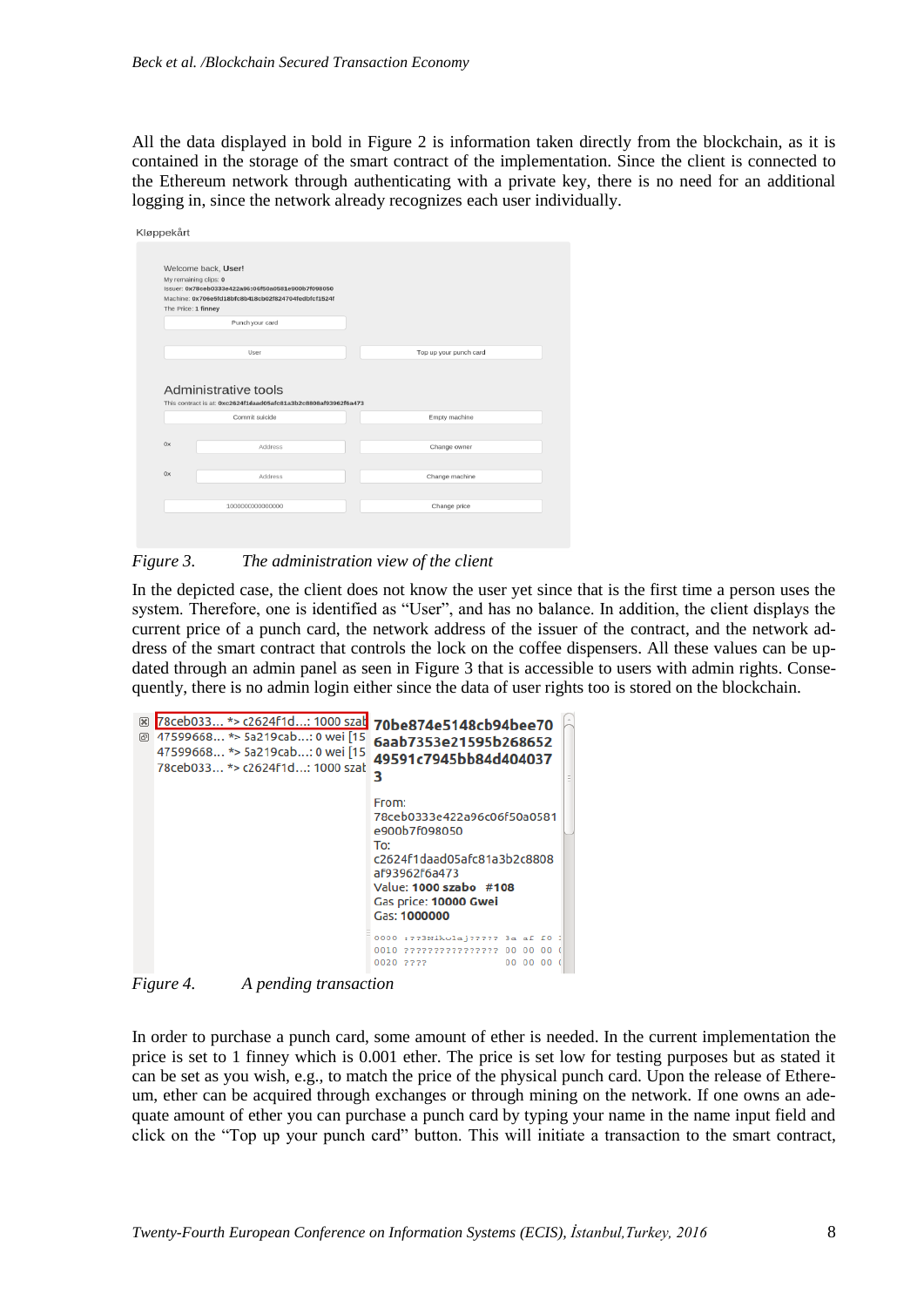All the data displayed in bold in Figure 2 is information taken directly from the blockchain, as it is contained in the storage of the smart contract of the implementation. Since the client is connected to the Ethereum network through authenticating with a private key, there is no need for an additional logging in, since the network already recognizes each user individually.

*Figure 3. The administration view of the client*

In the depicted case, the client does not know the user yet since that is the first time a person uses the system. Therefore, one is identified as "User", and has no balance. In addition, the client displays the current price of a punch card, the network address of the issuer of the contract, and the network address of the smart contract that controls the lock on the coffee dispensers. All these values can be updated through an admin panel as seen in Figure 3 that is accessible to users with admin rights. Consequently, there is no admin login either since the data of user rights too is stored on the blockchain.

*Figure 4. A pending transaction*

In order to purchase a punch card, some amount of ether is needed. In the current implementation the price is set to 1 finney which is 0.001 ether. The price is set low for testing purposes but as stated it can be set as you wish, e.g., to match the price of the physical punch card. Upon the release of Ethereum, ether can be acquired through exchanges or through mining on the network. If one owns an adequate amount of ether you can purchase a punch card by typing your name in the name input field and click on the "Top up your punch card" button. This will initiate a transaction to the smart contract,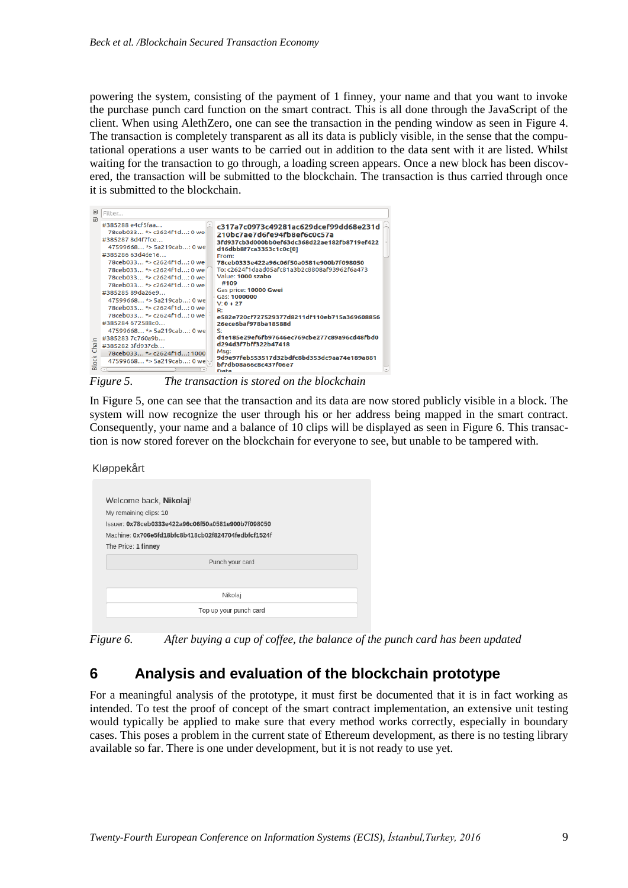powering the system, consisting of the payment of 1 finney, your name and that you want to invoke the purchase punch card function on the smart contract. This is all done through the JavaScript of the client. When using AlethZero, one can see the transaction in the pending window as seen in Figure 4. The transaction is completely transparent as all its data is publicly visible, in the sense that the computational operations a user wants to be carried out in addition to the data sent with it are listed. Whilst waiting for the transaction to go through, a loading screen appears. Once a new block has been discovered, the transaction will be submitted to the blockchain. The transaction is thus carried through once it is submitted to the blockchain.

*Figure 5. The transaction is stored on the blockchain*

In Figure 5, one can see that the transaction and its data are now stored publicly visible in a block. The system will now recognize the user through his or her address being mapped in the smart contract. Consequently, your name and a balance of 10 clips will be displayed as seen in Figure 6. This transaction is now stored forever on the blockchain for everyone to see, but unable to be tampered with.

*Figure 6. After buying a cup of coffee, the balance of the punch card has been updated*

## 6 Analysis and evaluation of the blockchain prototype

For a meaningful analysis of the prototype, it must first be documented that it is in fact working as intended. To test the proof of concept of the smart contract implementation, an extensive unit testing would typically be applied to make sure that every method works correctly, especially in boundary cases. This poses a problem in the current state of Ethereum development, as there is no testing library available so far. There is one under development, but it is not ready to use yet.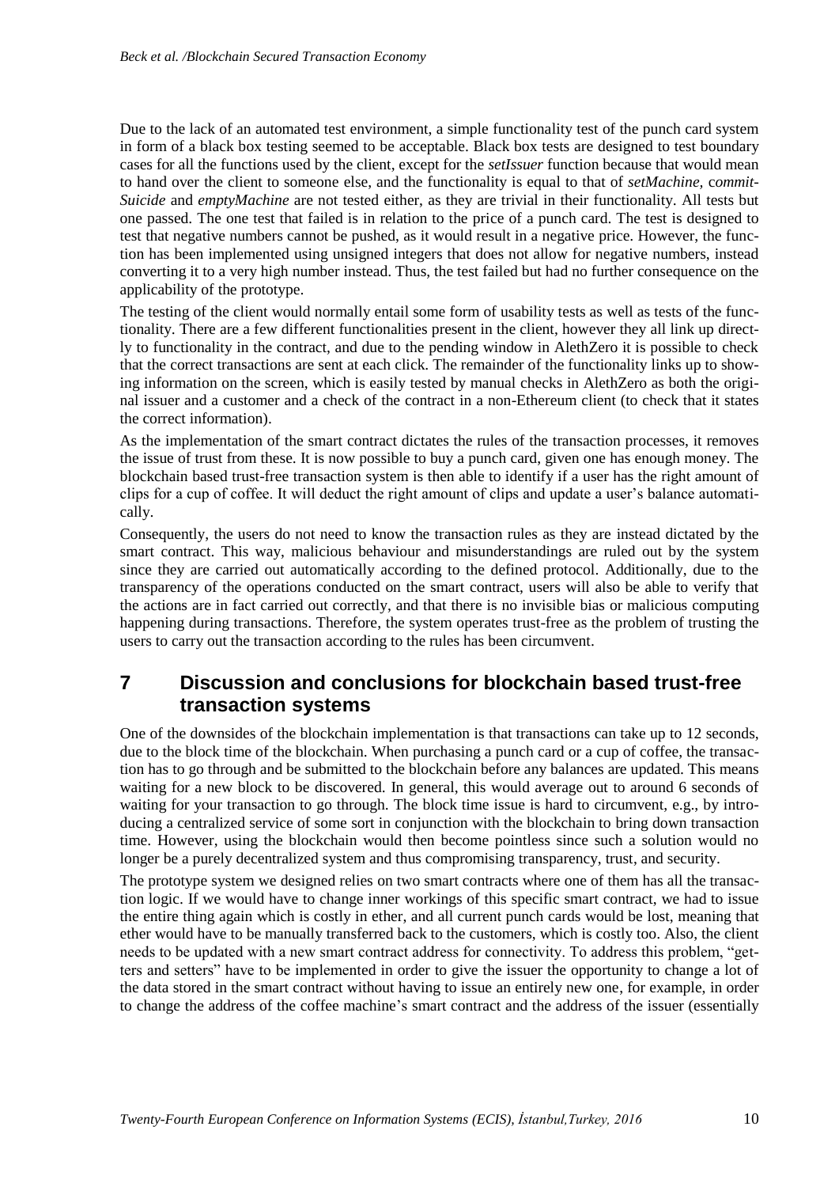Due to the lack of an automated test environment, a simple functionality test of the punch card system in form of a black box testing seemed to be acceptable. Black box tests are designed to test boundary cases for all the functions used by the client, except for the *setIssuer* function because that would mean to hand over the client to someone else, and the functionality is equal to that of *setMachine*, *commit-Suicide* and *emptyMachine* are not tested either, as they are trivial in their functionality. All tests but one passed. The one test that failed is in relation to the price of a punch card. The test is designed to test that negative numbers cannot be pushed, as it would result in a negative price. However, the function has been implemented using unsigned integers that does not allow for negative numbers, instead converting it to a very high number instead. Thus, the test failed but had no further consequence on the applicability of the prototype.

The testing of the client would normally entail some form of usability tests as well as tests of the functionality. There are a few different functionalities present in the client, however they all link up directly to functionality in the contract, and due to the pending window in AlethZero it is possible to check that the correct transactions are sent at each click. The remainder of the functionality links up to showing information on the screen, which is easily tested by manual checks in AlethZero as both the original issuer and a customer and a check of the contract in a non-Ethereum client (to check that it states the correct information).

As the implementation of the smart contract dictates the rules of the transaction processes, it removes the issue of trust from these. It is now possible to buy a punch card, given one has enough money. The blockchain based trust-free transaction system is then able to identify if a user has the right amount of clips for a cup of coffee. It will deduct the right amount of clips and update a user's balance automatically.

Consequently, the users do not need to know the transaction rules as they are instead dictated by the smart contract. This way, malicious behaviour and misunderstandings are ruled out by the system since they are carried out automatically according to the defined protocol. Additionally, due to the transparency of the operations conducted on the smart contract, users will also be able to verify that the actions are in fact carried out correctly, and that there is no invisible bias or malicious computing happening during transactions. Therefore, the system operates trust-free as the problem of trusting the users to carry out the transaction according to the rules has been circumvent.

## 7 Discussion and conclusions for blockchain based trust-free transaction systems

One of the downsides of the blockchain implementation is that transactions can take up to 12 seconds, due to the block time of the blockchain. When purchasing a punch card or a cup of coffee, the transaction has to go through and be submitted to the blockchain before any balances are updated. This means waiting for a new block to be discovered. In general, this would average out to around 6 seconds of waiting for your transaction to go through. The block time issue is hard to circumvent, e.g., by introducing a centralized service of some sort in conjunction with the blockchain to bring down transaction time. However, using the blockchain would then become pointless since such a solution would no longer be a purely decentralized system and thus compromising transparency, trust, and security.

The prototype system we designed relies on two smart contracts where one of them has all the transaction logic. If we would have to change inner workings of this specific smart contract, we had to issue the entire thing again which is costly in ether, and all current punch cards would be lost, meaning that ether would have to be manually transferred back to the customers, which is costly too. Also, the client needs to be updated with a new smart contract address for connectivity. To address this problem, "getters and setters" have to be implemented in order to give the issuer the opportunity to change a lot of the data stored in the smart contract without having to issue an entirely new one, for example, in order to change the address of the coffee machine's smart contract and the address of the issuer (essentially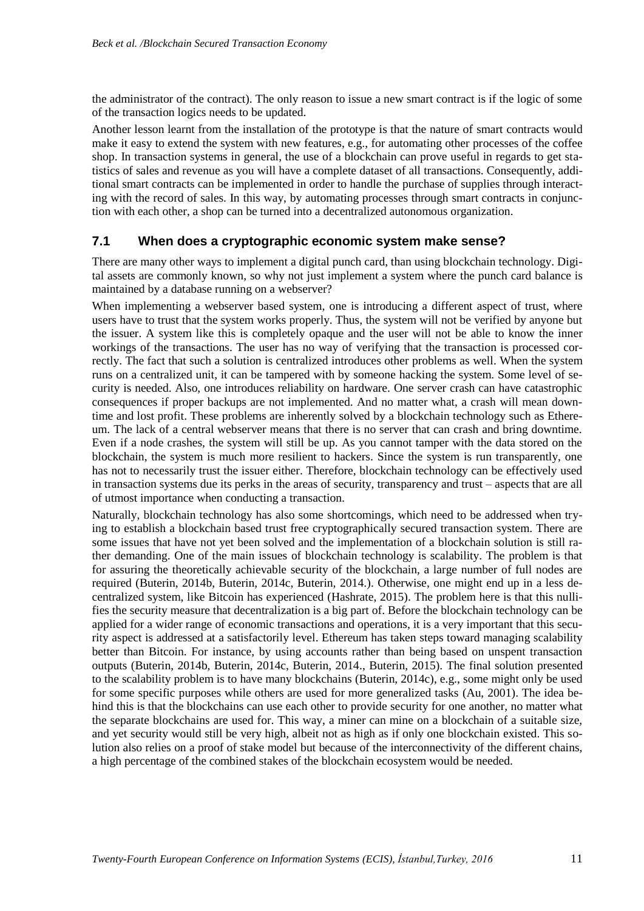the administrator of the contract). The only reason to issue a new smart contract is if the logic of some of the transaction logics needs to be updated.

Another lesson learnt from the installation of the prototype is that the nature of smart contracts would make it easy to extend the system with new features, e.g., for automating other processes of the coffee shop. In transaction systems in general, the use of a blockchain can prove useful in regards to get statistics of sales and revenue as you will have a complete dataset of all transactions. Consequently, additional smart contracts can be implemented in order to handle the purchase of supplies through interacting with the record of sales. In this way, by automating processes through smart contracts in conjunction with each other, a shop can be turned into a decentralized autonomous organization.

## 7.1 When does a cryptographic economic system make sense?

There are many other ways to implement a digital punch card, than using blockchain technology. Digital assets are commonly known, so why not just implement a system where the punch card balance is maintained by a database running on a webserver?

When implementing a webserver based system, one is introducing a different aspect of trust, where users have to trust that the system works properly. Thus, the system will not be verified by anyone but the issuer. A system like this is completely opaque and the user will not be able to know the inner workings of the transactions. The user has no way of verifying that the transaction is processed correctly. The fact that such a solution is centralized introduces other problems as well. When the system runs on a centralized unit, it can be tampered with by someone hacking the system. Some level of security is needed. Also, one introduces reliability on hardware. One server crash can have catastrophic consequences if proper backups are not implemented. And no matter what, a crash will mean downtime and lost profit. These problems are inherently solved by a blockchain technology such as Ethereum. The lack of a central webserver means that there is no server that can crash and bring downtime. Even if a node crashes, the system will still be up. As you cannot tamper with the data stored on the blockchain, the system is much more resilient to hackers. Since the system is run transparently, one has not to necessarily trust the issuer either. Therefore, blockchain technology can be effectively used in transaction systems due its perks in the areas of security, transparency and trust – aspects that are all of utmost importance when conducting a transaction.

Naturally, blockchain technology has also some shortcomings, which need to be addressed when trying to establish a blockchain based trust free cryptographically secured transaction system. There are some issues that have not yet been solved and the implementation of a blockchain solution is still rather demanding. One of the main issues of blockchain technology is scalability. The problem is that for assuring the theoretically achievable security of the blockchain, a large number of full nodes are required (Buterin, 2014b, Buterin, 2014c, Buterin, 2014.). Otherwise, one might end up in a less decentralized system, like Bitcoin has experienced (Hashrate, 2015). The problem here is that this nullifies the security measure that decentralization is a big part of. Before the blockchain technology can be applied for a wider range of economic transactions and operations, it is a very important that this security aspect is addressed at a satisfactorily level. Ethereum has taken steps toward managing scalability better than Bitcoin. For instance, by using accounts rather than being based on unspent transaction outputs (Buterin, 2014b, Buterin, 2014c, Buterin, 2014., Buterin, 2015). The final solution presented to the scalability problem is to have many blockchains (Buterin, 2014c), e.g., some might only be used for some specific purposes while others are used for more generalized tasks (Au, 2001). The idea behind this is that the blockchains can use each other to provide security for one another, no matter what the separate blockchains are used for. This way, a miner can mine on a blockchain of a suitable size, and yet security would still be very high, albeit not as high as if only one blockchain existed. This solution also relies on a proof of stake model but because of the interconnectivity of the different chains, a high percentage of the combined stakes of the blockchain ecosystem would be needed.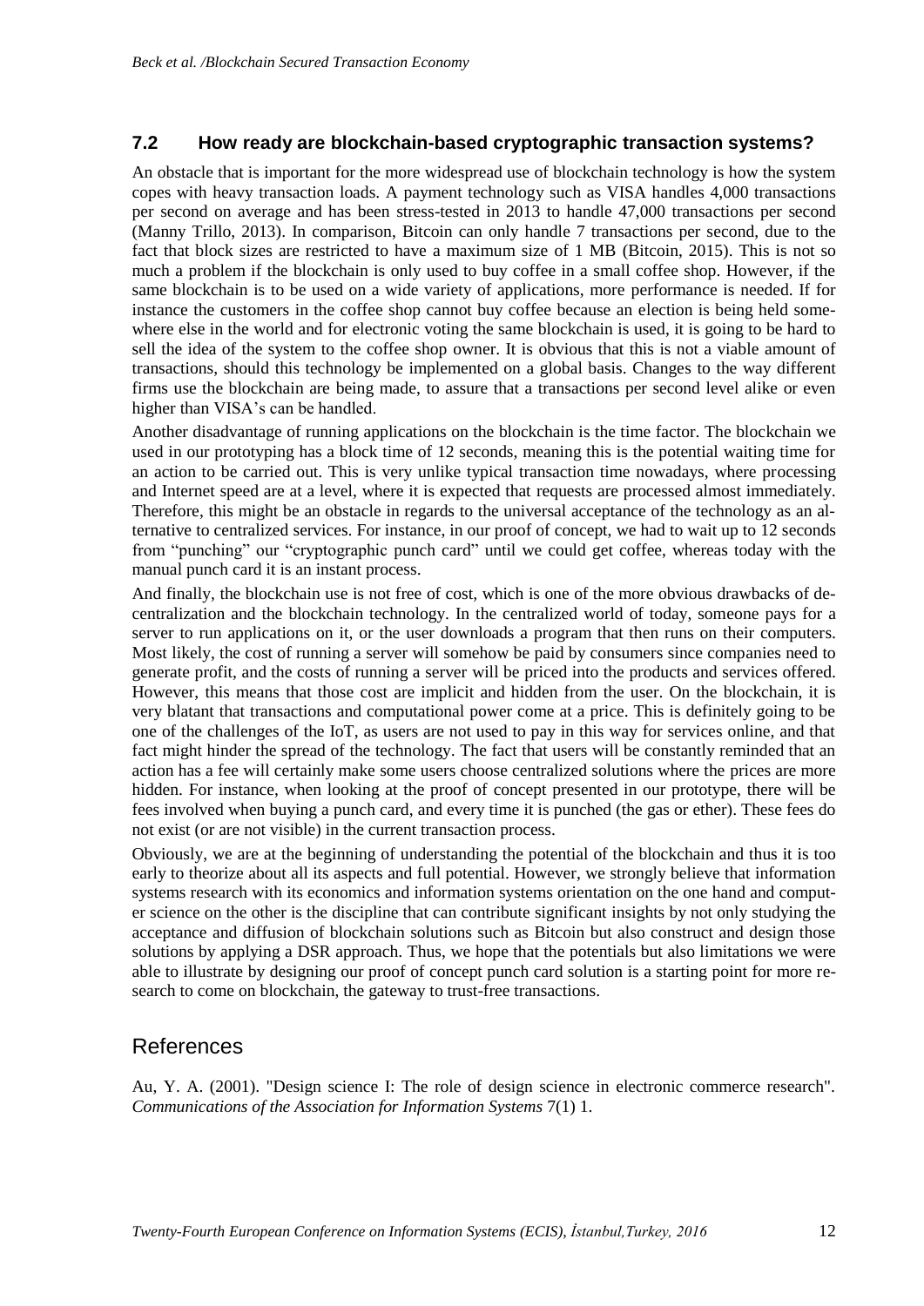### 7.2 How ready are blockchain-based cryptographic transaction systems?

An obstacle that is important for the more widespread use of blockchain technology is how the system copes with heavy transaction loads. A payment technology such as VISA handles 4,000 transactions per second on average and has been stress-tested in 2013 to handle 47,000 transactions per second (Manny Trillo, 2013). In comparison, Bitcoin can only handle 7 transactions per second, due to the fact that block sizes are restricted to have a maximum size of 1 MB (Bitcoin, 2015). This is not so much a problem if the blockchain is only used to buy coffee in a small coffee shop. However, if the same blockchain is to be used on a wide variety of applications, more performance is needed. If for instance the customers in the coffee shop cannot buy coffee because an election is being held somewhere else in the world and for electronic voting the same blockchain is used, it is going to be hard to sell the idea of the system to the coffee shop owner. It is obvious that this is not a viable amount of transactions, should this technology be implemented on a global basis. Changes to the way different firms use the blockchain are being made, to assure that a transactions per second level alike or even higher than VISA's can be handled.

Another disadvantage of running applications on the blockchain is the time factor. The blockchain we used in our prototyping has a block time of 12 seconds, meaning this is the potential waiting time for an action to be carried out. This is very unlike typical transaction time nowadays, where processing and Internet speed are at a level, where it is expected that requests are processed almost immediately. Therefore, this might be an obstacle in regards to the universal acceptance of the technology as an alternative to centralized services. For instance, in our proof of concept, we had to wait up to 12 seconds from "punching" our "cryptographic punch card" until we could get coffee, whereas today with the manual punch card it is an instant process.

And finally, the blockchain use is not free of cost, which is one of the more obvious drawbacks of decentralization and the blockchain technology. In the centralized world of today, someone pays for a server to run applications on it, or the user downloads a program that then runs on their computers. Most likely, the cost of running a server will somehow be paid by consumers since companies need to generate profit, and the costs of running a server will be priced into the products and services offered. However, this means that those cost are implicit and hidden from the user. On the blockchain, it is very blatant that transactions and computational power come at a price. This is definitely going to be one of the challenges of the IoT, as users are not used to pay in this way for services online, and that fact might hinder the spread of the technology. The fact that users will be constantly reminded that an action has a fee will certainly make some users choose centralized solutions where the prices are more hidden. For instance, when looking at the proof of concept presented in our prototype, there will be fees involved when buying a punch card, and every time it is punched (the gas or ether). These fees do not exist (or are not visible) in the current transaction process.

Obviously, we are at the beginning of understanding the potential of the blockchain and thus it is too early to theorize about all its aspects and full potential. However, we strongly believe that information systems research with its economics and information systems orientation on the one hand and computer science on the other is the discipline that can contribute significant insights by not only studying the acceptance and diffusion of blockchain solutions such as Bitcoin but also construct and design those solutions by applying a DSR approach. Thus, we hope that the potentials but also limitations we were able to illustrate by designing our proof of concept punch card solution is a starting point for more research to come on blockchain, the gateway to trust-free transactions.

## References

Au, Y. A. (2001). "Design science I: The role of design science in electronic commerce research". *Communications of the Association for Information Systems* 7(1) 1.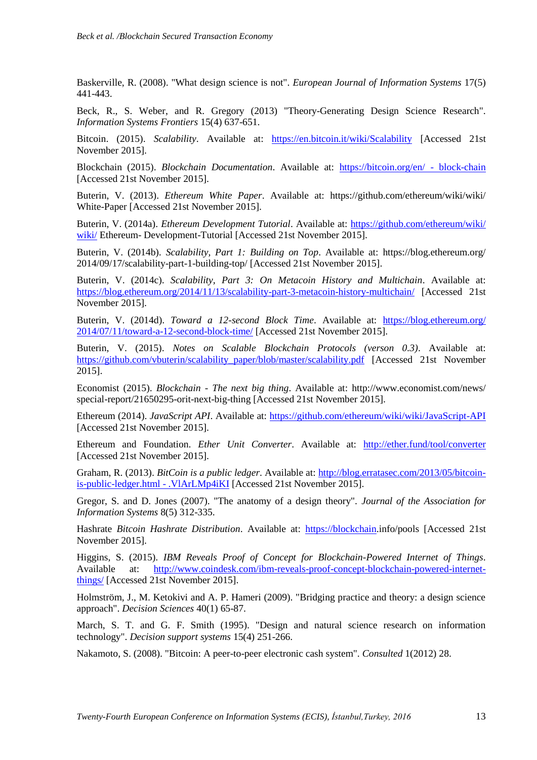Baskerville, R. (2008). "What design science is not". *European Journal of Information Systems* 17(5) 441-443.

Beck, R., S. Weber, and R. Gregory (2013) "Theory-Generating Design Science Research". *Information Systems Frontiers* 15(4) 637-651.

Bitcoin. (2015). *Scalability*. Available at: https://en.bitcoin.it/wiki/Scalability [Accessed 21st November 2015].

Blockchain (2015). *Blockchain Documentation*. Available at: https://bitcoin.org/en/ - block-chain [Accessed 21st November 2015].

Buterin, V. (2013). *Ethereum White Paper*. Available at: https://github.com/ethereum/wiki/wiki/ White-Paper [Accessed 21st November 2015].

Buterin, V. (2014a). *Ethereum Development Tutorial*. Available at: https://github.com/ethereum/wiki/ wiki/ Ethereum- Development-Tutorial [Accessed 21st November 2015].

Buterin, V. (2014b). *Scalability, Part 1: Building on Top*. Available at: https://blog.ethereum.org/ 2014/09/17/scalability-part-1-building-top/ [Accessed 21st November 2015].

Buterin, V. (2014c). *Scalability, Part 3: On Metacoin History and Multichain*. Available at: https://blog.ethereum.org/2014/11/13/scalability-part-3-metacoin-history-multichain/ [Accessed 21st November 2015].

Buterin, V. (2014d). *Toward a 12-second Block Time*. Available at: https://blog.ethereum.org/ 2014/07/11/toward-a-12-second-block-time/ [Accessed 21st November 2015].

Buterin, V. (2015). *Notes on Scalable Blockchain Protocols (verson 0.3)*. Available at: https://github.com/vbuterin/scalability_paper/blob/master/scalability.pdf [Accessed 21st November 2015].

Economist (2015). *Blockchain - The next big thing*. Available at: http://www.economist.com/news/ special-report/21650295-orit-next-big-thing [Accessed 21st November 2015].

Ethereum (2014). *JavaScript API*. Available at: https://github.com/ethereum/wiki/wiki/JavaScript-API [Accessed 21st November 2015].

Ethereum and Foundation. *Ether Unit Converter*. Available at: http://ether.fund/tool/converter [Accessed 21st November 2015].

Graham, R. (2013). *BitCoin is a public ledger*. Available at: http://blog.erratasec.com/2013/05/bitcoin-is-public-ledger.html - .VlArLMp4iKI [Accessed 21st November 2015].

Gregor, S. and D. Jones (2007). "The anatomy of a design theory". *Journal of the Association for Information Systems* 8(5) 312-335.

Hashrate *Bitcoin Hashrate Distribution*. Available at: https://blockchain.info/pools [Accessed 21st November 2015].

Higgins, S. (2015). *IBM Reveals Proof of Concept for Blockchain-Powered Internet of Things*. Available at: http://www.coindesk.com/ibm-reveals-proof-concept-blockchain-powered-internet-things/ [Accessed 21st November 2015].

Holmström, J., M. Ketokivi and A. P. Hameri (2009). "Bridging practice and theory: a design science approach". *Decision Sciences* 40(1) 65-87.

March, S. T. and G. F. Smith (1995). "Design and natural science research on information technology". *Decision support systems* 15(4) 251-266.

Nakamoto, S. (2008). "Bitcoin: A peer-to-peer electronic cash system". *Consulted* 1(2012) 28.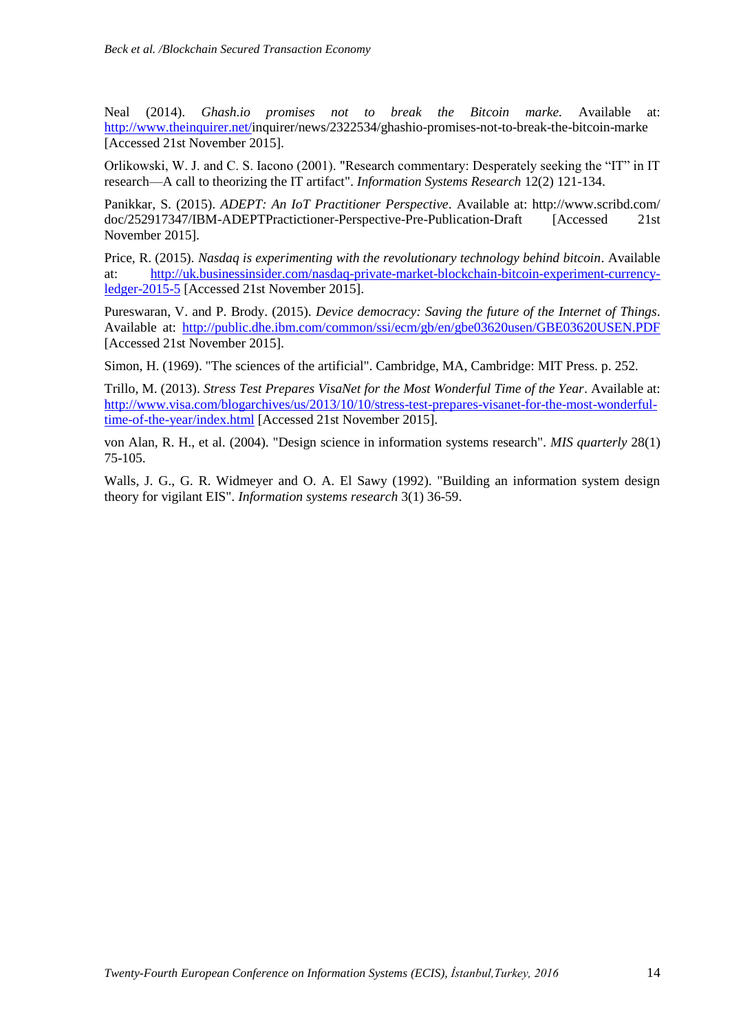Neal (2014). *Ghash.io promises not to break the Bitcoin marke.* Available at: http://www.theinquirer.net/inquirer/news/2322534/ghashio-promises-not-to-break-the-bitcoin-marke [Accessed 21st November 2015].

Orlikowski, W. J. and C. S. Iacono (2001). "Research commentary: Desperately seeking the "IT" in IT research—A call to theorizing the IT artifact". *Information Systems Research* 12(2) 121-134.

Panikkar, S. (2015). *ADEPT: An IoT Practitioner Perspective*. Available at: http://www.scribd.com/doc/252917347/IBM-ADEPTPractictioner-Perspective-Pre-Publication-Draft [Accessed 21st November 2015].

Price, R. (2015). *Nasdaq is experimenting with the revolutionary technology behind bitcoin*. Available at: http://uk.businessinsider.com/nasdaq-private-market-blockchain-bitcoin-experiment-currency-ledger-2015-5 [Accessed 21st November 2015].

Pureswaran, V. and P. Brody. (2015). *Device democracy: Saving the future of the Internet of Things*. Available at: http://public.dhe.ibm.com/common/ssi/ecm/gb/en/gbe03620usen/GBE03620USEN.PDF [Accessed 21st November 2015].

Simon, H. (1969). "The sciences of the artificial". Cambridge, MA, Cambridge: MIT Press. p. 252.

Trillo, M. (2013). *Stress Test Prepares VisaNet for the Most Wonderful Time of the Year*. Available at: http://www.visa.com/blogarchives/us/2013/10/10/stress-test-prepares-visanet-for-the-most-wonderful-time-of-the-year/index.html [Accessed 21st November 2015].

von Alan, R. H., et al. (2004). "Design science in information systems research". *MIS quarterly* 28(1) 75-105.

Walls, J. G., G. R. Widmeyer and O. A. El Sawy (1992). "Building an information system design theory for vigilant EIS". *Information systems research* 3(1) 36-59.